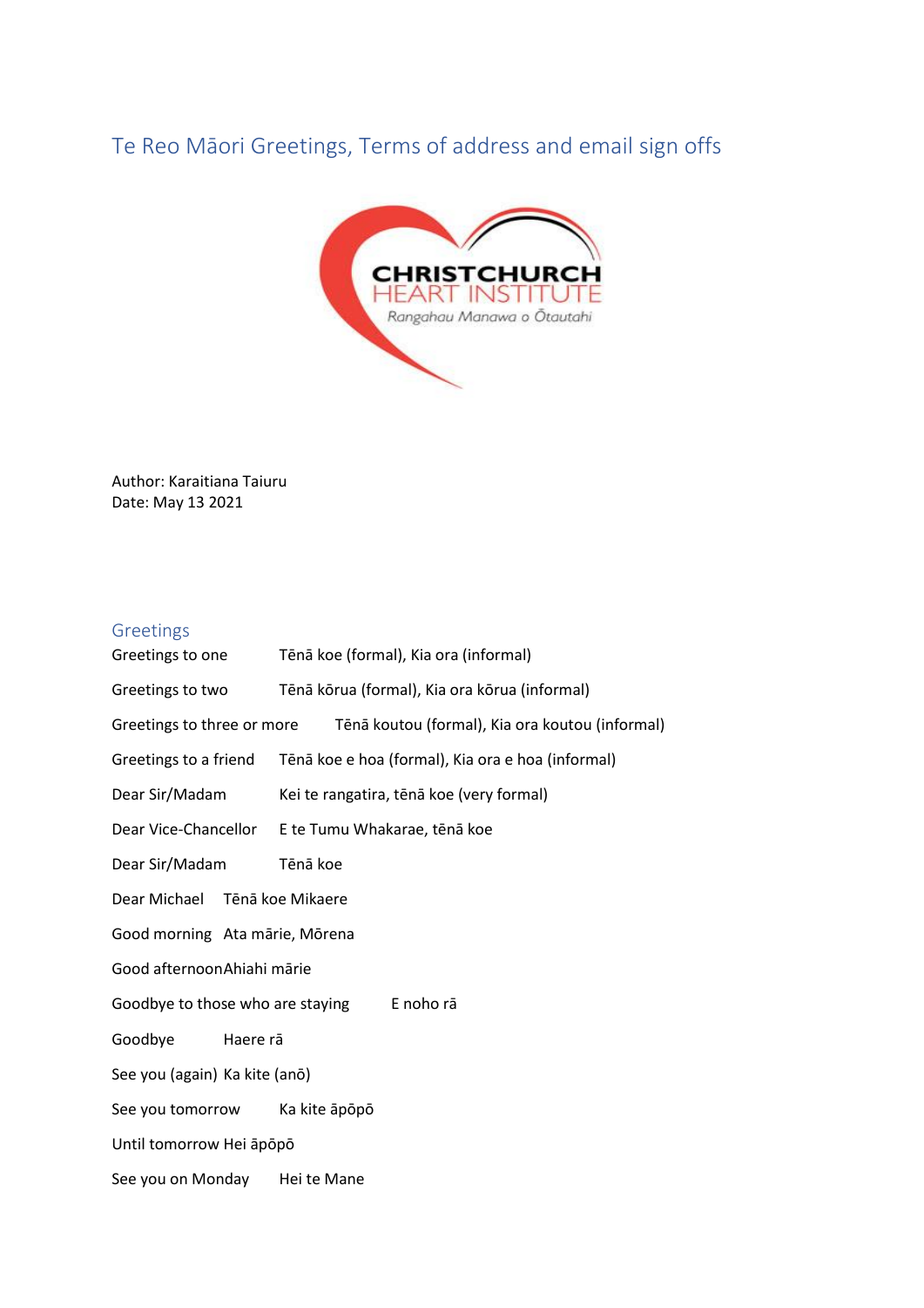# Te Reo Māori Greetings, Terms of address and email sign offs

Author: Karaitiana Taiuru
Date: May 13 2021

## Greetings

| | |
|---|---|
| Greetings to one | Tēnā koe (formal), Kia ora (informal) |
| Greetings to two | Tēnā kōrua (formal), Kia ora kōrua (informal) |
| Greetings to three or more | Tēnā koutou (formal), Kia ora koutou (informal) |
| Greetings to a friend | Tēnā koe e hoa (formal), Kia ora e hoa (informal) |
| Dear Sir/Madam | Kei te rangatira, tēnā koe (very formal) |
| Dear Vice-Chancellor | E te Tumu Whakarae, tēnā koe |
| Dear Sir/Madam | Tēnā koe |
| Dear Michael | Tēnā koe Mikaere |
| Good morning | Ata mārie, Mōrena |
| Good afternoon | Ahiahi mārie |
| Goodbye to those who are staying | E noho rā |
| Goodbye | Haere rā |
| See you (again) | Ka kite (anō) |
| See you tomorrow | Ka kite āpōpō |
| Until tomorrow | Hei āpōpō |
| See you on Monday | Hei te Mane |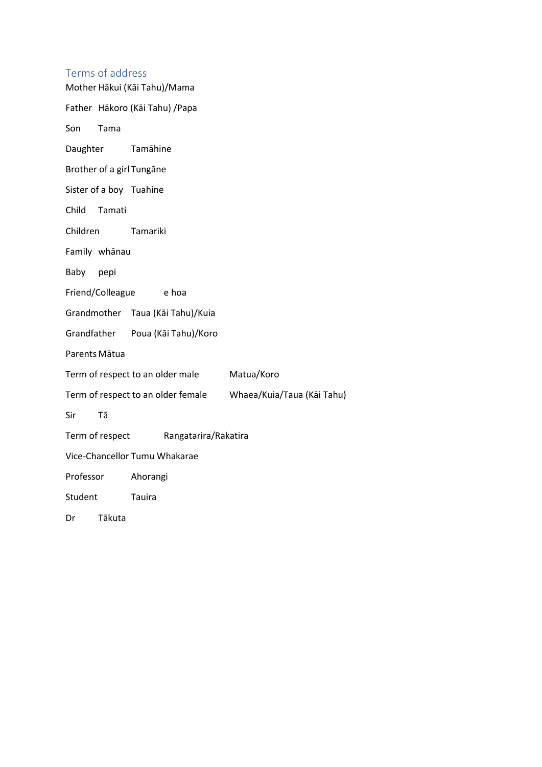## Terms of address

| | |
|---|---|
| Mother | Hākui (Kāi Tahu)/Mama |
| Father | Hākoro (Kāi Tahu) /Papa |
| Son | Tama |
| Daughter | Tamāhine |
| Brother of a girl | Tungāne |
| Sister of a boy | Tuahine |
| Child | Tamati |
| Children | Tamariki |
| Family | whānau |
| Baby | pepi |
| Friend/Colleague | e hoa |
| Grandmother | Taua (Kāi Tahu)/Kuia |
| Grandfather | Poua (Kāi Tahu)/Koro |
| Parents | Mātua |
| Term of respect to an older male | Matua/Koro |
| Term of respect to an older female | Whaea/Kuia/Taua (Kāi Tahu) |
| Sir | Tā |
| Term of respect | Rangatarira/Rakatira |
| Vice-Chancellor | Tumu Whakarae |
| Professor | Ahorangi |
| Student | Tauira |
| Dr | Tākuta |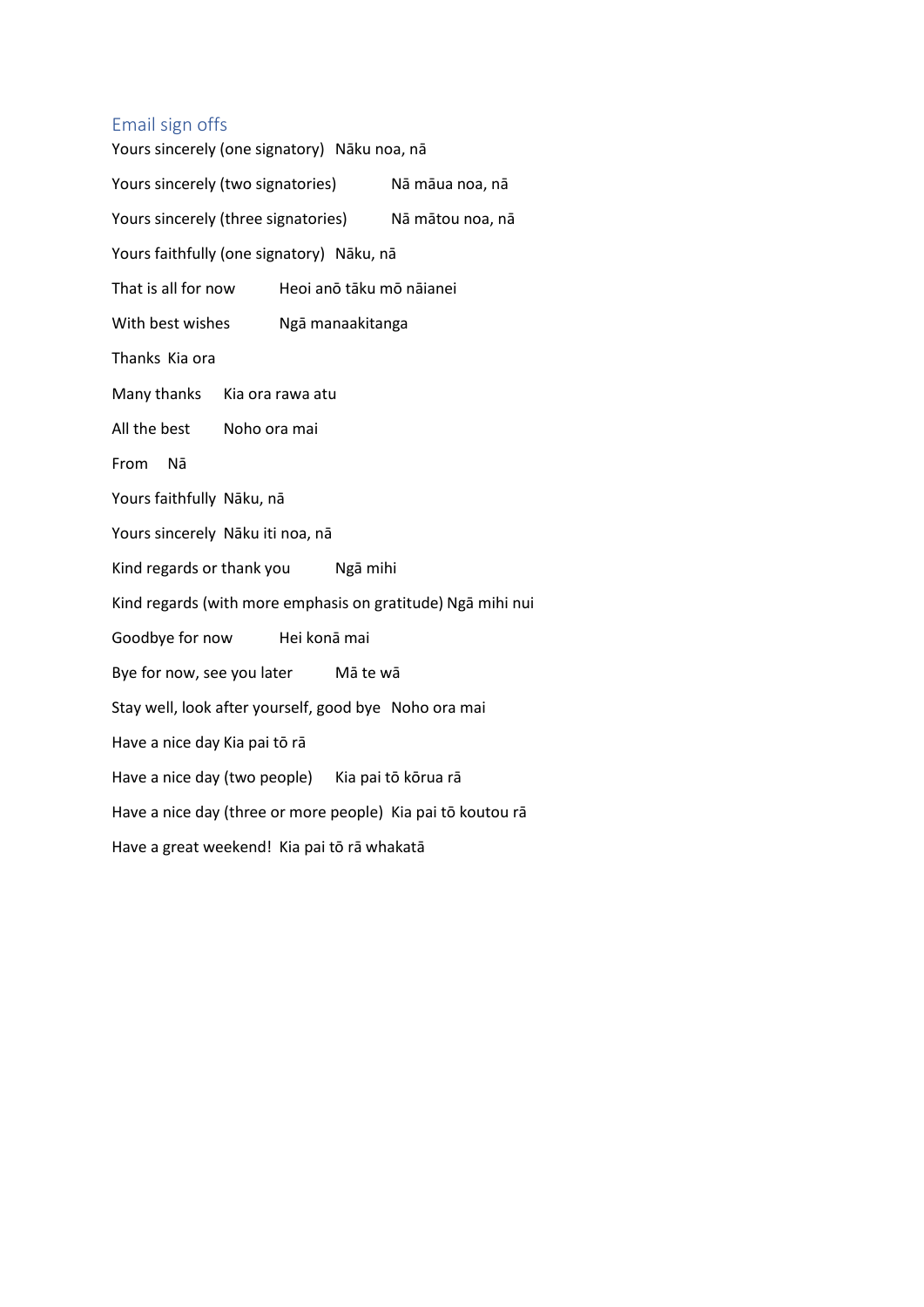## Email sign offs

Yours sincerely (one signatory) Nāku noa, nā

Yours sincerely (two signatories) Nā māua noa, nā

Yours sincerely (three signatories) Nā mātou noa, nā

Yours faithfully (one signatory) Nāku, nā

That is all for now Heoi anō tāku mō nāianei

With best wishes Ngā manaakitanga

Thanks Kia ora

Many thanks Kia ora rawa atu

All the best Noho ora mai

From Nā

Yours faithfully Nāku, nā

Yours sincerely Nāku iti noa, nā

Kind regards or thank you Ngā mihi

Kind regards (with more emphasis on gratitude) Ngā mihi nui

Goodbye for now Hei konā mai

Bye for now, see you later Mā te wā

Stay well, look after yourself, good bye Noho ora mai

Have a nice day Kia pai tō rā

Have a nice day (two people) Kia pai tō kōrua rā

Have a nice day (three or more people) Kia pai tō koutou rā

Have a great weekend! Kia pai tō rā whakatā